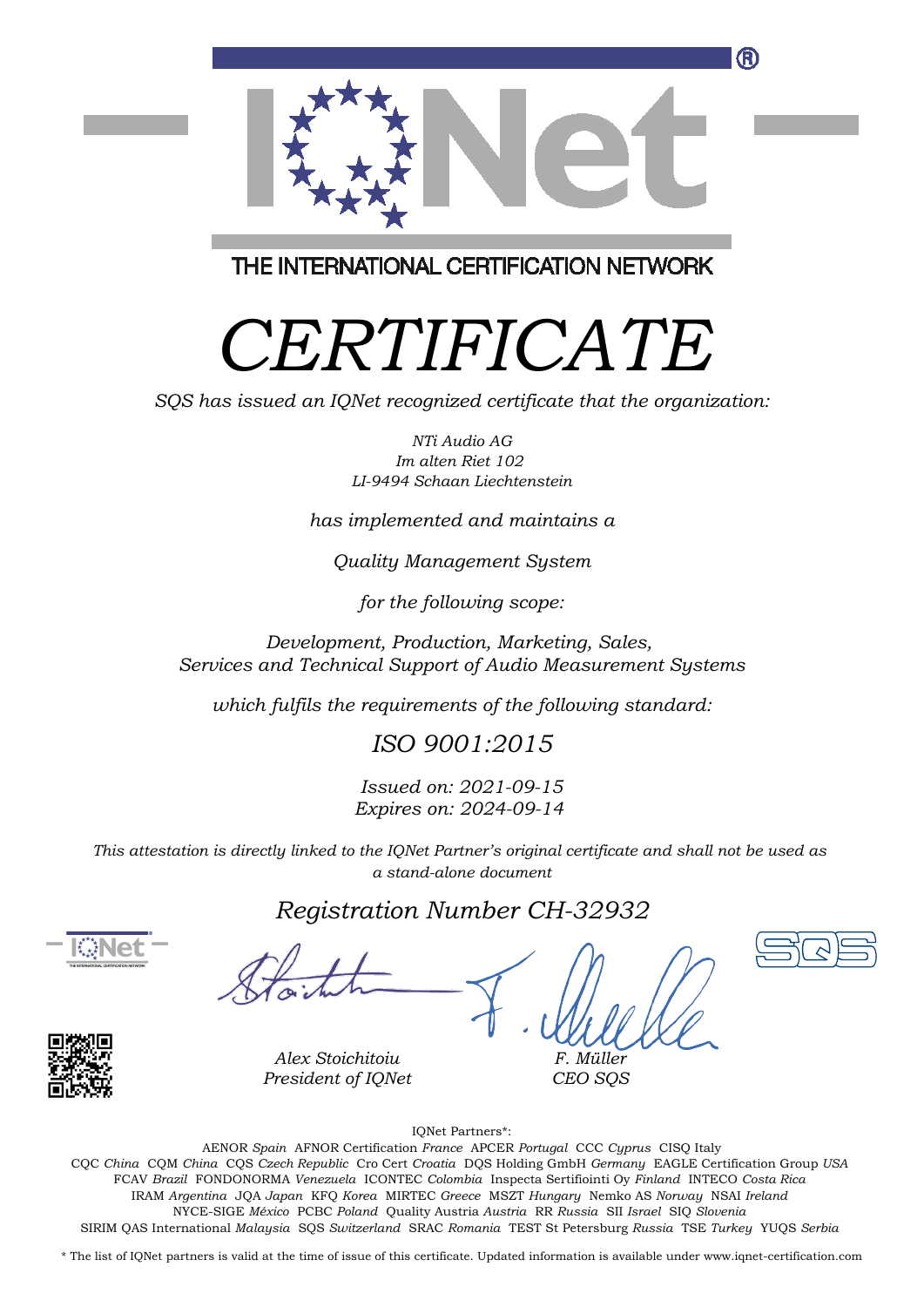THE INTERNATIONAL CERTIFICATION NETWORK

# *CERTIFICATE*

*SQS has issued an IQNet recognized certificate that the organization:*

*NTi Audio AG*
*Im alten Riet 102*
*LI-9494 Schaan Liechtenstein*

*has implemented and maintains a*

*Quality Management System*

*for the following scope:*

*Development, Production, Marketing, Sales,*
*Services and Technical Support of Audio Measurement Systems*

*which fulfils the requirements of the following standard:*

## *ISO 9001:2015*

*Issued on: 2021-09-15*
*Expires on: 2024-09-14*

*This attestation is directly linked to the IQNet Partner's original certificate and shall not be used as a stand-alone document*

## *Registration Number CH-32932*

*Alex Stoichitoiu*
*President of IQNet*

*F. Müller*
*CEO SQS*

IQNet Partners*:

AENOR *Spain* AFNOR Certification *France* APCER *Portugal* CCC *Cyprus* CISQ Italy
CQC *China* CQM *China* CQS *Czech Republic* Cro Cert *Croatia* DQS Holding GmbH *Germany* EAGLE Certification Group *USA*
FCAV *Brazil* FONDONORMA *Venezuela* ICONTEC *Colombia* Inspecta Sertifiointi Oy *Finland* INTECO *Costa Rica*
IRAM *Argentina* JQA *Japan* KFQ *Korea* MIRTEC *Greece* MSZT *Hungary* Nemko AS *Norway* NSAI *Ireland*
NYCE-SIGE *México* PCBC *Poland* Quality Austria *Austria* RR *Russia* SII *Israel* SIQ *Slovenia*
SIRIM QAS International *Malaysia* SQS *Switzerland* SRAC *Romania* TEST St Petersburg *Russia* TSE *Turkey* YUQS *Serbia*

* The list of IQNet partners is valid at the time of issue of this certificate. Updated information is available under www.iqnet-certification.com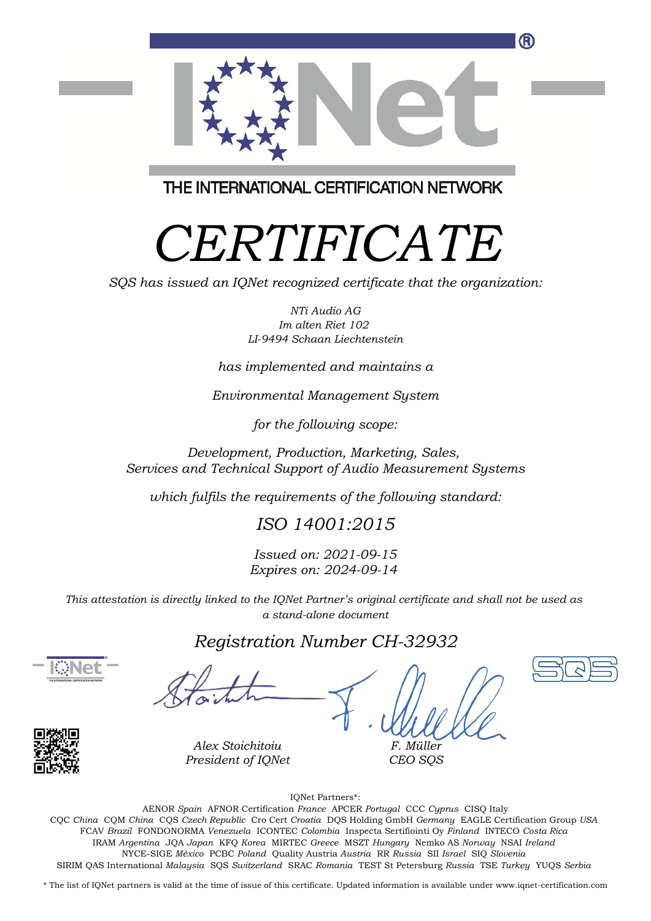THE INTERNATIONAL CERTIFICATION NETWORK

# *CERTIFICATE*

*SQS has issued an IQNet recognized certificate that the organization:*

*NTi Audio AG*
*Im alten Riet 102*
*LI-9494 Schaan Liechtenstein*

*has implemented and maintains a*

*Environmental Management System*

*for the following scope:*

*Development, Production, Marketing, Sales,*
*Services and Technical Support of Audio Measurement Systems*

*which fulfils the requirements of the following standard:*

## *ISO 14001:2015*

*Issued on: 2021-09-15*
*Expires on: 2024-09-14*

*This attestation is directly linked to the IQNet Partner's original certificate and shall not be used as a stand-alone document*

*Registration Number CH-32932*

*Alex Stoichitoiu*
*President of IQNet*

*F. Müller*
*CEO SQS*

IQNet Partners*:

AENOR *Spain* AFNOR Certification *France* APCER *Portugal* CCC *Cyprus* CISQ Italy
CQC *China* CQM *China* CQS *Czech Republic* Cro Cert *Croatia* DQS Holding GmbH *Germany* EAGLE Certification Group *USA*
FCAV *Brazil* FONDONORMA *Venezuela* ICONTEC *Colombia* Inspecta Sertifiointi Oy *Finland* INTECO *Costa Rica*
IRAM *Argentina* JQA *Japan* KFQ *Korea* MIRTEC *Greece* MSZT *Hungary* Nemko AS *Norway* NSAI *Ireland*
NYCE-SIGE *México* PCBC *Poland* Quality Austria *Austria* RR *Russia* SII *Israel* SIQ *Slovenia*
SIRIM QAS International *Malaysia* SQS *Switzerland* SRAC *Romania* TEST St Petersburg *Russia* TSE *Turkey* YUQS *Serbia*

* The list of IQNet partners is valid at the time of issue of this certificate. Updated information is available under www.iqnet-certification.com